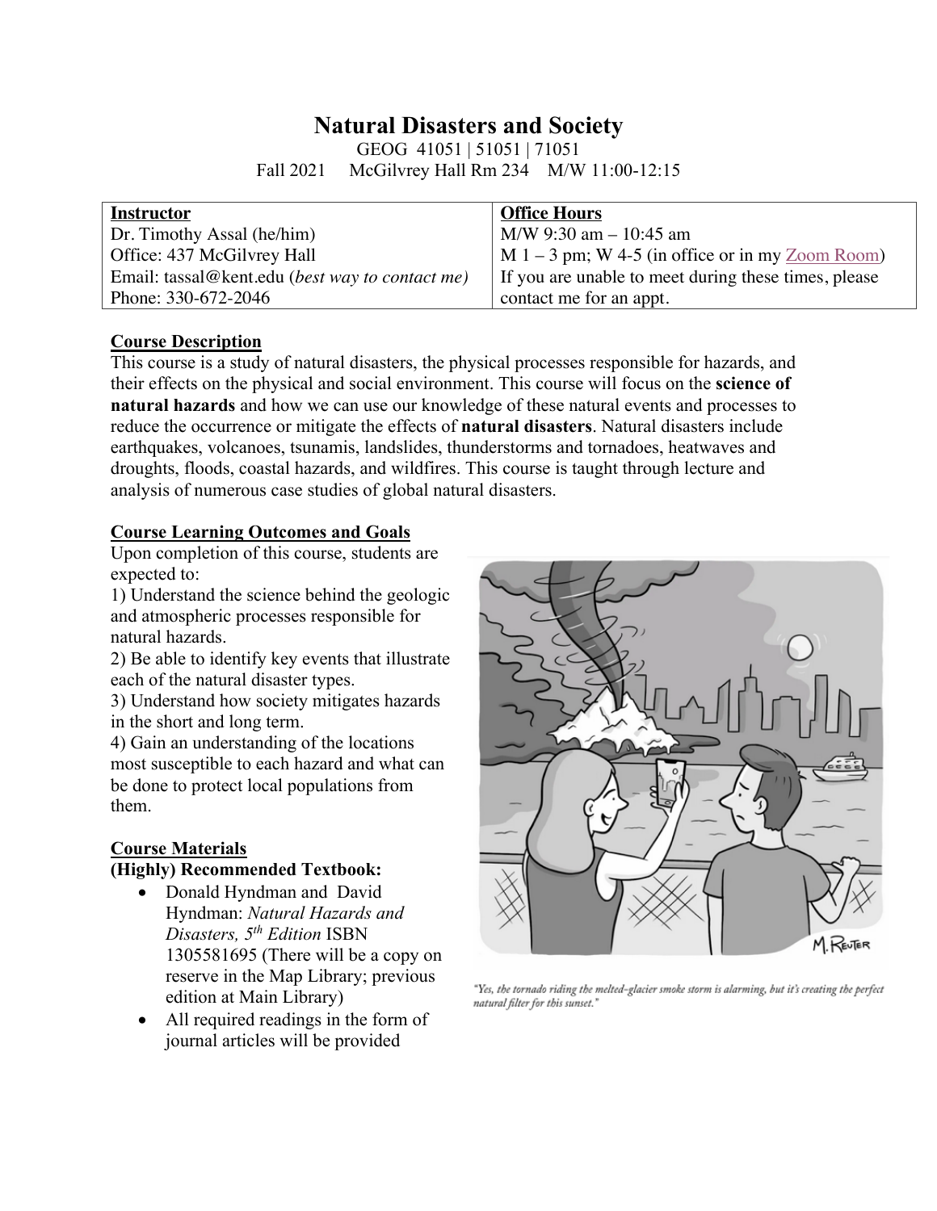# Natural Disasters and Society

GEOG 41051 | 51051 | 71051

Fall 2021 McGilvrey Hall Rm 234 M/W 11:00-12:15

| **Instructor** | **Office Hours** |
| --- | --- |
| Dr. Timothy Assal (he/him) | M/W 9:30 am – 10:45 am |
| Office: 437 McGilvrey Hall | M 1 – 3 pm; W 4-5 (in office or in my Zoom Room) |
| Email: tassal@kent.edu (*best way to contact me*) | If you are unable to meet during these times, please |
| Phone: 330-672-2046 | contact me for an appt. |

## Course Description

This course is a study of natural disasters, the physical processes responsible for hazards, and their effects on the physical and social environment. This course will focus on the **science of natural hazards** and how we can use our knowledge of these natural events and processes to reduce the occurrence or mitigate the effects of **natural disasters**. Natural disasters include earthquakes, volcanoes, tsunamis, landslides, thunderstorms and tornadoes, heatwaves and droughts, floods, coastal hazards, and wildfires. This course is taught through lecture and analysis of numerous case studies of global natural disasters.

## Course Learning Outcomes and Goals

Upon completion of this course, students are expected to:

1) Understand the science behind the geologic and atmospheric processes responsible for natural hazards.
2) Be able to identify key events that illustrate each of the natural disaster types.
3) Understand how society mitigates hazards in the short and long term.
4) Gain an understanding of the locations most susceptible to each hazard and what can be done to protect local populations from them.

"Yes, the tornado riding the melted-glacier smoke storm is alarming, but it's creating the perfect natural filter for this sunset."

## Course Materials

**(Highly) Recommended Textbook:**

- Donald Hyndman and David Hyndman: *Natural Hazards and Disasters, 5th Edition* ISBN 1305581695 (There will be a copy on reserve in the Map Library; previous edition at Main Library)
- All required readings in the form of journal articles will be provided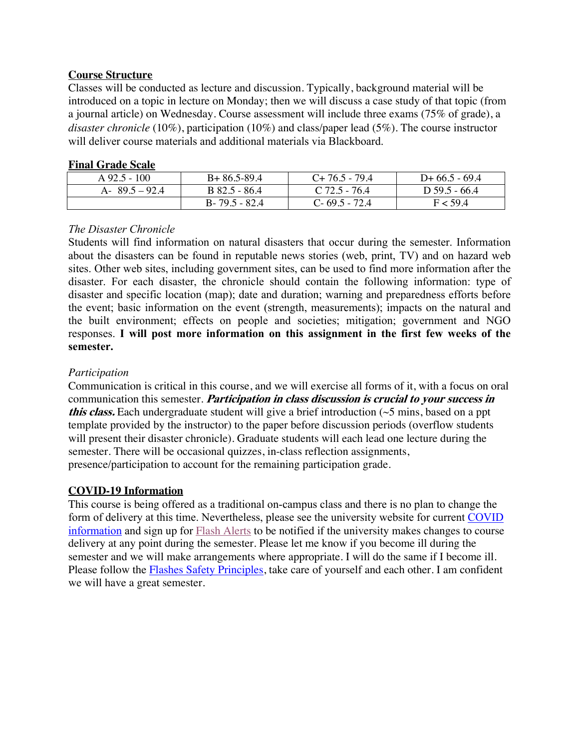**Course Structure**

Classes will be conducted as lecture and discussion. Typically, background material will be introduced on a topic in lecture on Monday; then we will discuss a case study of that topic (from a journal article) on Wednesday. Course assessment will include three exams (75% of grade), a *disaster chronicle* (10%), participation (10%) and class/paper lead (5%). The course instructor will deliver course materials and additional materials via Blackboard.

**Final Grade Scale**

| A 92.5 - 100 | B+ 86.5-89.4 | C+ 76.5 - 79.4 | D+ 66.5 - 69.4 |
|---|---|---|---|
| A- 89.5 – 92.4 | B 82.5 - 86.4 | C 72.5 - 76.4 | D 59.5 - 66.4 |
| | B- 79.5 - 82.4 | C- 69.5 - 72.4 | F < 59.4 |

*The Disaster Chronicle*

Students will find information on natural disasters that occur during the semester. Information about the disasters can be found in reputable news stories (web, print, TV) and on hazard web sites. Other web sites, including government sites, can be used to find more information after the disaster. For each disaster, the chronicle should contain the following information: type of disaster and specific location (map); date and duration; warning and preparedness efforts before the event; basic information on the event (strength, measurements); impacts on the natural and the built environment; effects on people and societies; mitigation; government and NGO responses. **I will post more information on this assignment in the first few weeks of the semester.**

*Participation*

Communication is critical in this course, and we will exercise all forms of it, with a focus on oral communication this semester. ***Participation in class discussion is crucial to your success in this class.*** Each undergraduate student will give a brief introduction (~5 mins, based on a ppt template provided by the instructor) to the paper before discussion periods (overflow students will present their disaster chronicle). Graduate students will each lead one lecture during the semester. There will be occasional quizzes, in-class reflection assignments, presence/participation to account for the remaining participation grade.

**COVID-19 Information**

This course is being offered as a traditional on-campus class and there is no plan to change the form of delivery at this time. Nevertheless, please see the university website for current COVID information and sign up for Flash Alerts to be notified if the university makes changes to course delivery at any point during the semester. Please let me know if you become ill during the semester and we will make arrangements where appropriate. I will do the same if I become ill. Please follow the Flashes Safety Principles, take care of yourself and each other. I am confident we will have a great semester.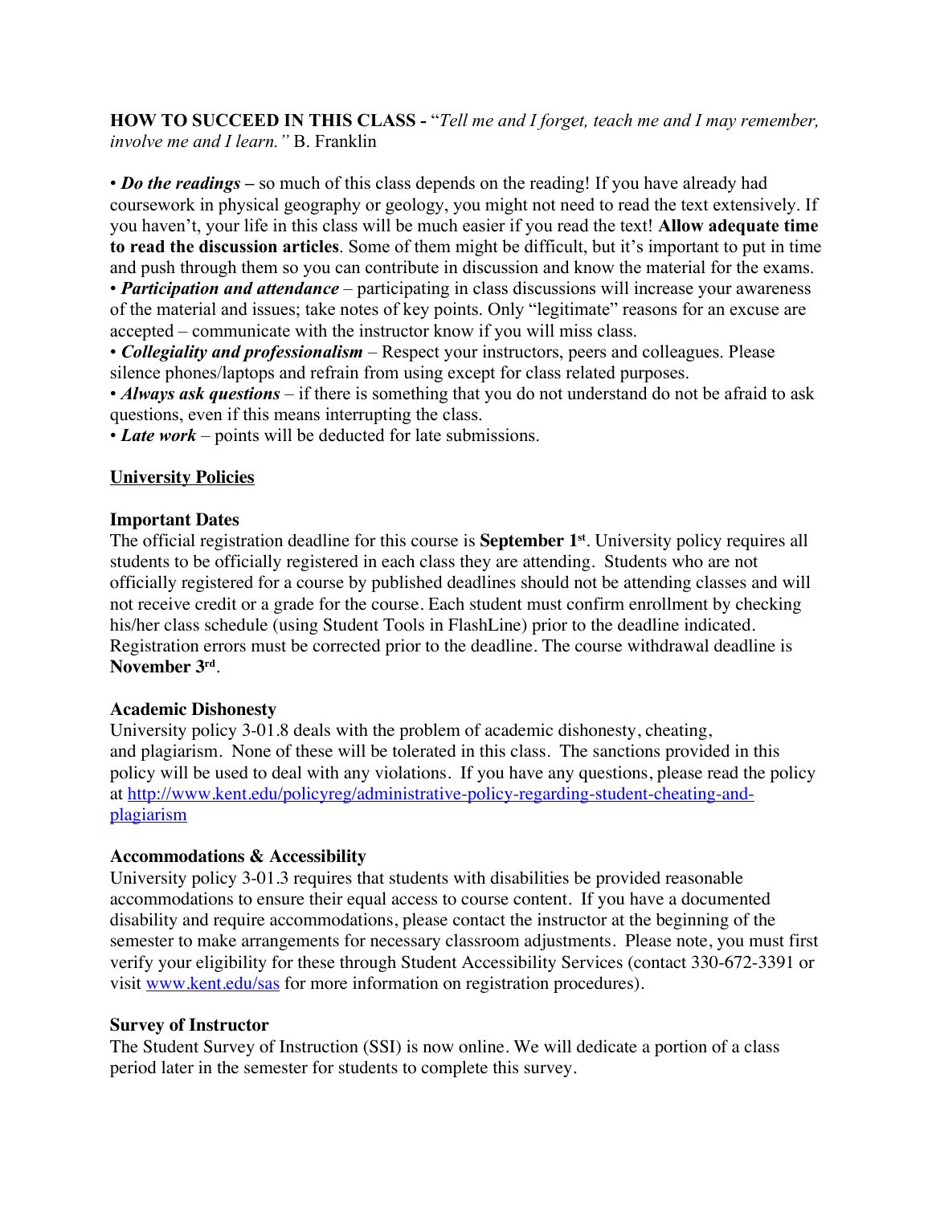**HOW TO SUCCEED IN THIS CLASS -** "*Tell me and I forget, teach me and I may remember, involve me and I learn."* B. Franklin

• ***Do the readings*** **–** so much of this class depends on the reading! If you have already had coursework in physical geography or geology, you might not need to read the text extensively. If you haven't, your life in this class will be much easier if you read the text! **Allow adequate time to read the discussion articles**. Some of them might be difficult, but it's important to put in time and push through them so you can contribute in discussion and know the material for the exams.
• ***Participation and attendance*** – participating in class discussions will increase your awareness of the material and issues; take notes of key points. Only "legitimate" reasons for an excuse are accepted – communicate with the instructor know if you will miss class.
• ***Collegiality and professionalism*** – Respect your instructors, peers and colleagues. Please silence phones/laptops and refrain from using except for class related purposes.
• ***Always ask questions*** – if there is something that you do not understand do not be afraid to ask questions, even if this means interrupting the class.
• ***Late work*** – points will be deducted for late submissions.

## University Policies

### Important Dates

The official registration deadline for this course is **September 1st**. University policy requires all students to be officially registered in each class they are attending. Students who are not officially registered for a course by published deadlines should not be attending classes and will not receive credit or a grade for the course. Each student must confirm enrollment by checking his/her class schedule (using Student Tools in FlashLine) prior to the deadline indicated. Registration errors must be corrected prior to the deadline. The course withdrawal deadline is **November 3rd**.

### Academic Dishonesty

University policy 3-01.8 deals with the problem of academic dishonesty, cheating, and plagiarism. None of these will be tolerated in this class. The sanctions provided in this policy will be used to deal with any violations. If you have any questions, please read the policy at http://www.kent.edu/policyreg/administrative-policy-regarding-student-cheating-and-plagiarism

### Accommodations & Accessibility

University policy 3-01.3 requires that students with disabilities be provided reasonable accommodations to ensure their equal access to course content. If you have a documented disability and require accommodations, please contact the instructor at the beginning of the semester to make arrangements for necessary classroom adjustments. Please note, you must first verify your eligibility for these through Student Accessibility Services (contact 330-672-3391 or visit www.kent.edu/sas for more information on registration procedures).

### Survey of Instructor

The Student Survey of Instruction (SSI) is now online. We will dedicate a portion of a class period later in the semester for students to complete this survey.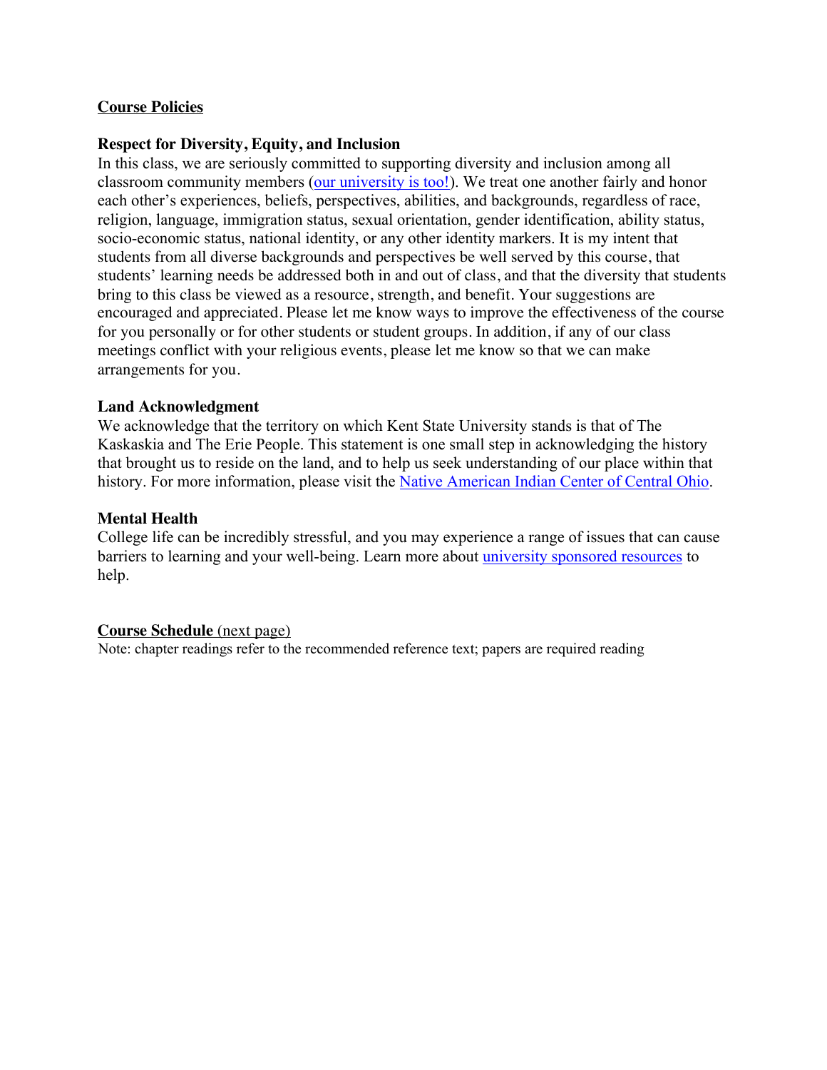## Course Policies

### Respect for Diversity, Equity, and Inclusion

In this class, we are seriously committed to supporting diversity and inclusion among all classroom community members (our university is too!). We treat one another fairly and honor each other's experiences, beliefs, perspectives, abilities, and backgrounds, regardless of race, religion, language, immigration status, sexual orientation, gender identification, ability status, socio-economic status, national identity, or any other identity markers. It is my intent that students from all diverse backgrounds and perspectives be well served by this course, that students' learning needs be addressed both in and out of class, and that the diversity that students bring to this class be viewed as a resource, strength, and benefit. Your suggestions are encouraged and appreciated. Please let me know ways to improve the effectiveness of the course for you personally or for other students or student groups. In addition, if any of our class meetings conflict with your religious events, please let me know so that we can make arrangements for you.

### Land Acknowledgment

We acknowledge that the territory on which Kent State University stands is that of The Kaskaskia and The Erie People. This statement is one small step in acknowledging the history that brought us to reside on the land, and to help us seek understanding of our place within that history. For more information, please visit the Native American Indian Center of Central Ohio.

### Mental Health

College life can be incredibly stressful, and you may experience a range of issues that can cause barriers to learning and your well-being. Learn more about university sponsored resources to help.

## Course Schedule (next page)

Note: chapter readings refer to the recommended reference text; papers are required reading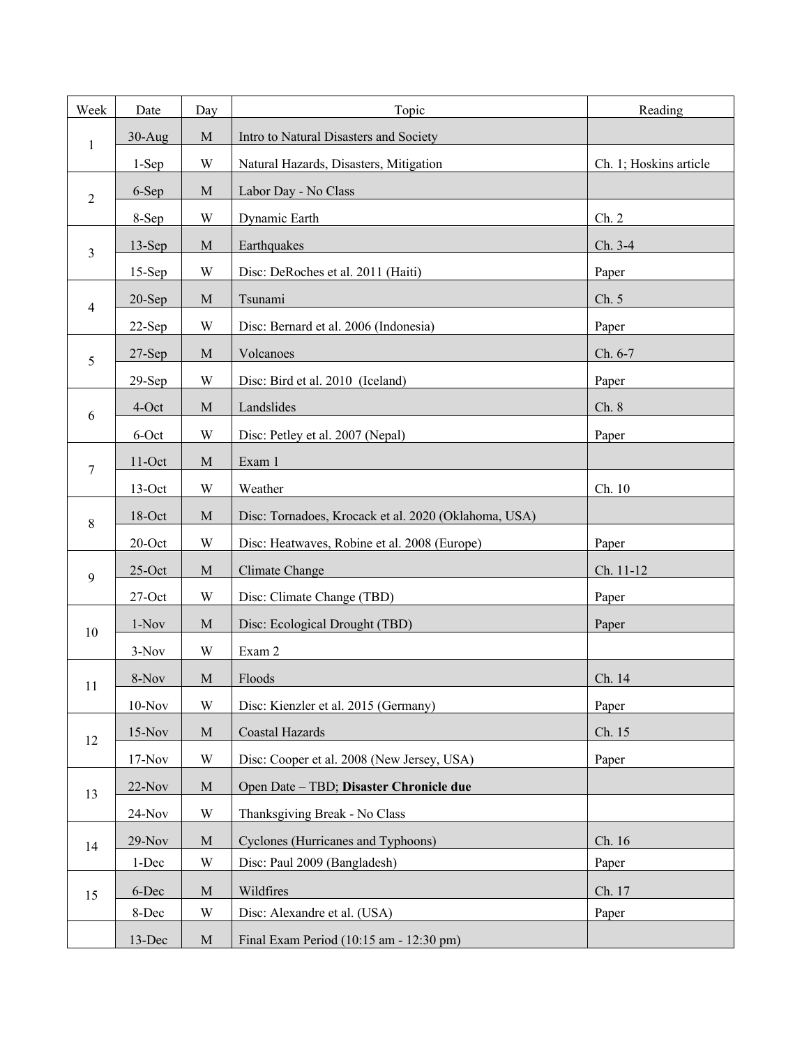| Week | Date | Day | Topic | Reading |
|---|---|---|---|---|
| 1 | 30-Aug | M | Intro to Natural Disasters and Society | |
| | 1-Sep | W | Natural Hazards, Disasters, Mitigation | Ch. 1; Hoskins article |
| 2 | 6-Sep | M | Labor Day - No Class | |
| | 8-Sep | W | Dynamic Earth | Ch. 2 |
| 3 | 13-Sep | M | Earthquakes | Ch. 3-4 |
| | 15-Sep | W | Disc: DeRoches et al. 2011 (Haiti) | Paper |
| 4 | 20-Sep | M | Tsunami | Ch. 5 |
| | 22-Sep | W | Disc: Bernard et al. 2006 (Indonesia) | Paper |
| 5 | 27-Sep | M | Volcanoes | Ch. 6-7 |
| | 29-Sep | W | Disc: Bird et al. 2010 (Iceland) | Paper |
| 6 | 4-Oct | M | Landslides | Ch. 8 |
| | 6-Oct | W | Disc: Petley et al. 2007 (Nepal) | Paper |
| 7 | 11-Oct | M | Exam 1 | |
| | 13-Oct | W | Weather | Ch. 10 |
| 8 | 18-Oct | M | Disc: Tornadoes, Krocack et al. 2020 (Oklahoma, USA) | |
| | 20-Oct | W | Disc: Heatwaves, Robine et al. 2008 (Europe) | Paper |
| 9 | 25-Oct | M | Climate Change | Ch. 11-12 |
| | 27-Oct | W | Disc: Climate Change (TBD) | Paper |
| 10 | 1-Nov | M | Disc: Ecological Drought (TBD) | Paper |
| | 3-Nov | W | Exam 2 | |
| 11 | 8-Nov | M | Floods | Ch. 14 |
| | 10-Nov | W | Disc: Kienzler et al. 2015 (Germany) | Paper |
| 12 | 15-Nov | M | Coastal Hazards | Ch. 15 |
| | 17-Nov | W | Disc: Cooper et al. 2008 (New Jersey, USA) | Paper |
| 13 | 22-Nov | M | Open Date – TBD; **Disaster Chronicle due** | |
| | 24-Nov | W | Thanksgiving Break - No Class | |
| 14 | 29-Nov | M | Cyclones (Hurricanes and Typhoons) | Ch. 16 |
| | 1-Dec | W | Disc: Paul 2009 (Bangladesh) | Paper |
| 15 | 6-Dec | M | Wildfires | Ch. 17 |
| | 8-Dec | W | Disc: Alexandre et al. (USA) | Paper |
| | 13-Dec | M | Final Exam Period (10:15 am - 12:30 pm) | |